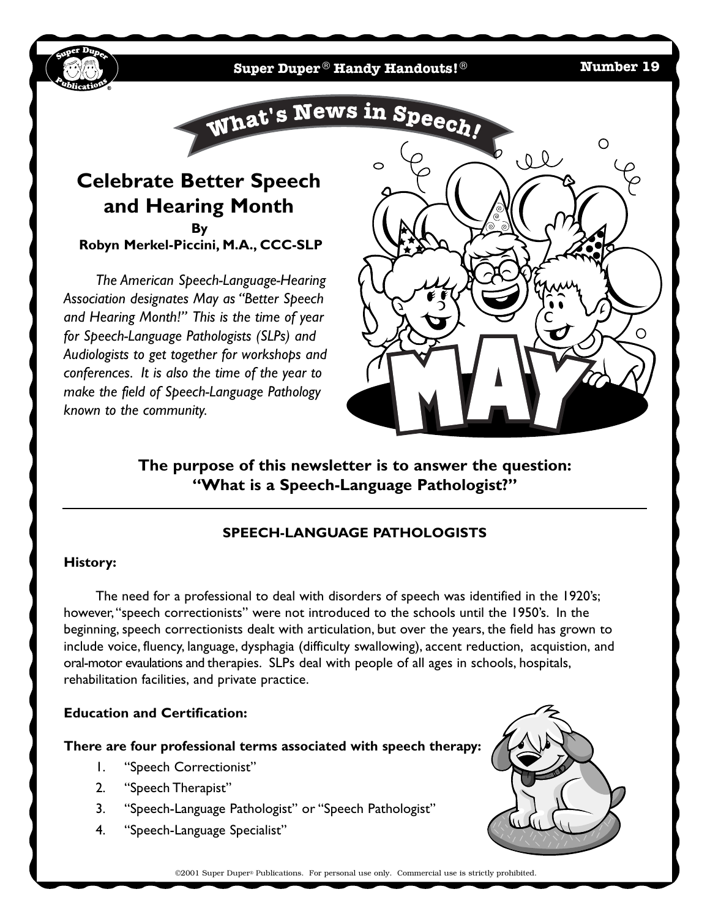# What's News in Speech!

## Celebrate Better Speech and Hearing Month

**By**
**Robyn Merkel-Piccini, M.A., CCC-SLP**

*The American Speech-Language-Hearing Association designates May as "Better Speech and Hearing Month!" This is the time of year for Speech-Language Pathologists (SLPs) and Audiologists to get together for workshops and conferences. It is also the time of the year to make the field of Speech-Language Pathology known to the community.*

**The purpose of this newsletter is to answer the question: "What is a Speech-Language Pathologist?"**

---

### SPEECH-LANGUAGE PATHOLOGISTS

**History:**

The need for a professional to deal with disorders of speech was identified in the 1920's; however, "speech correctionists" were not introduced to the schools until the 1950's. In the beginning, speech correctionists dealt with articulation, but over the years, the field has grown to include voice, fluency, language, dysphagia (difficulty swallowing), accent reduction, acquistion, and oral-motor evaulations and therapies. SLPs deal with people of all ages in schools, hospitals, rehabilitation facilities, and private practice.

**Education and Certification:**

**There are four professional terms associated with speech therapy:**

1. "Speech Correctionist"
2. "Speech Therapist"
3. "Speech-Language Pathologist" or "Speech Pathologist"
4. "Speech-Language Specialist"

©2001 Super Duper® Publications. For personal use only. Commercial use is strictly prohibited.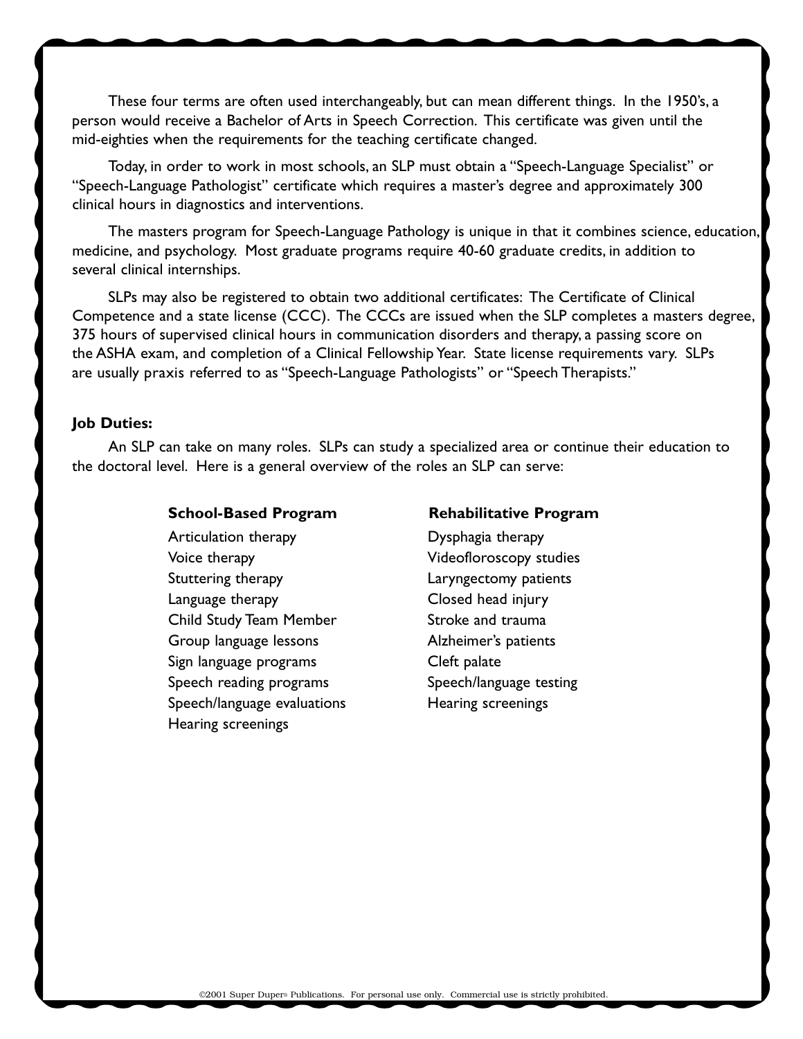These four terms are often used interchangeably, but can mean different things. In the 1950's, a person would receive a Bachelor of Arts in Speech Correction. This certificate was given until the mid-eighties when the requirements for the teaching certificate changed.

Today, in order to work in most schools, an SLP must obtain a "Speech-Language Specialist" or "Speech-Language Pathologist" certificate which requires a master's degree and approximately 300 clinical hours in diagnostics and interventions.

The masters program for Speech-Language Pathology is unique in that it combines science, education, medicine, and psychology. Most graduate programs require 40-60 graduate credits, in addition to several clinical internships.

SLPs may also be registered to obtain two additional certificates: The Certificate of Clinical Competence and a state license (CCC). The CCCs are issued when the SLP completes a masters degree, 375 hours of supervised clinical hours in communication disorders and therapy, a passing score on the ASHA exam, and completion of a Clinical Fellowship Year. State license requirements vary. SLPs are usually praxis referred to as "Speech-Language Pathologists" or "Speech Therapists."

**Job Duties:**

An SLP can take on many roles. SLPs can study a specialized area or continue their education to the doctoral level. Here is a general overview of the roles an SLP can serve:

**School-Based Program**

Articulation therapy
Voice therapy
Stuttering therapy
Language therapy
Child Study Team Member
Group language lessons
Sign language programs
Speech reading programs
Speech/language evaluations
Hearing screenings

**Rehabilitative Program**

Dysphagia therapy
Videofloroscopy studies
Laryngectomy patients
Closed head injury
Stroke and trauma
Alzheimer's patients
Cleft palate
Speech/language testing
Hearing screenings